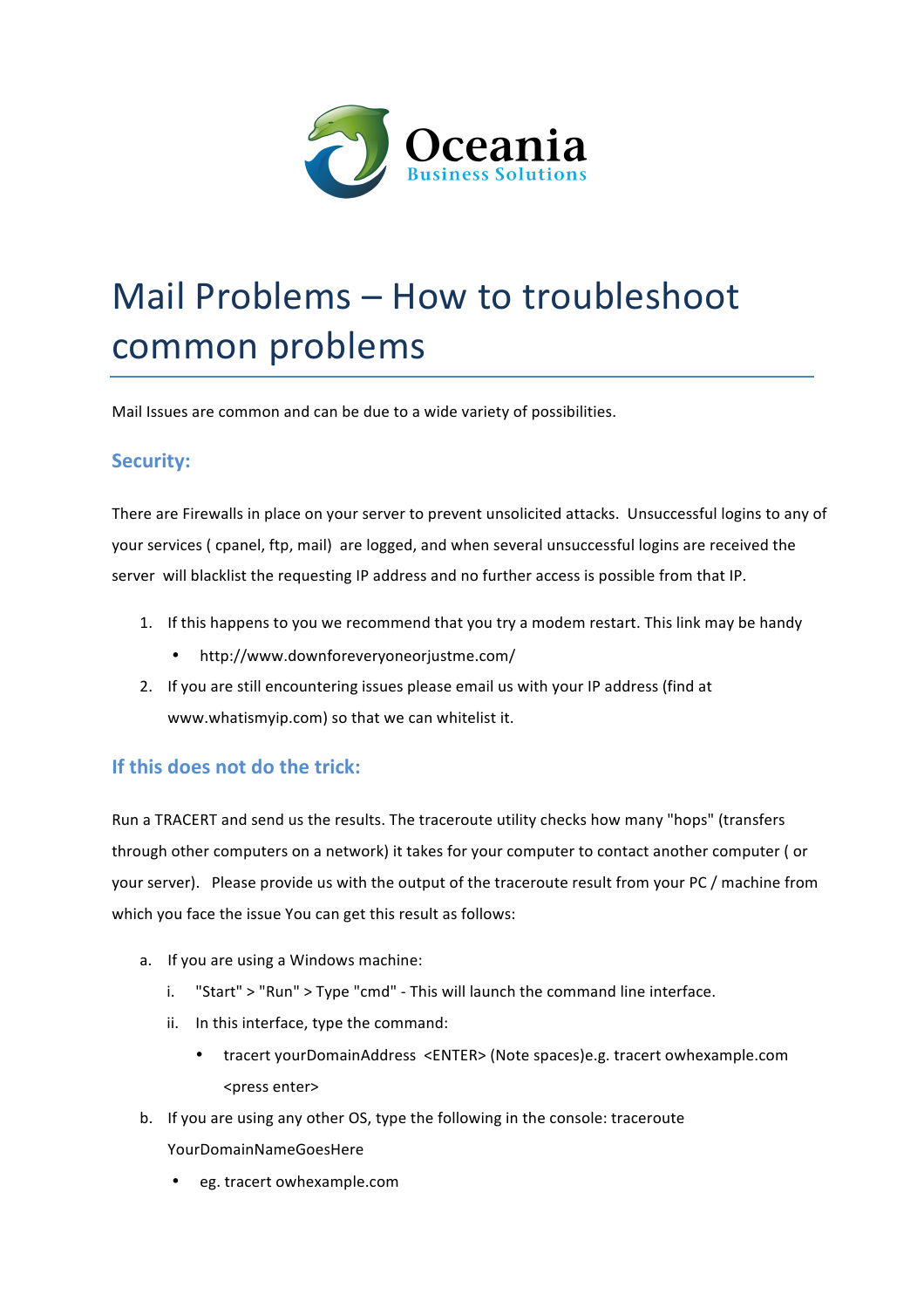Oceania
Business Solutions

# Mail Problems – How to troubleshoot common problems

Mail Issues are common and can be due to a wide variety of possibilities.

## Security:

There are Firewalls in place on your server to prevent unsolicited attacks. Unsuccessful logins to any of your services ( cpanel, ftp, mail) are logged, and when several unsuccessful logins are received the server will blacklist the requesting IP address and no further access is possible from that IP.

1. If this happens to you we recommend that you try a modem restart. This link may be handy
   - http://www.downforeveryoneorjustme.com/
2. If you are still encountering issues please email us with your IP address (find at www.whatismyip.com) so that we can whitelist it.

## If this does not do the trick:

Run a TRACERT and send us the results. The traceroute utility checks how many "hops" (transfers through other computers on a network) it takes for your computer to contact another computer ( or your server). Please provide us with the output of the traceroute result from your PC / machine from which you face the issue You can get this result as follows:

a. If you are using a Windows machine:
   i. "Start" > "Run" > Type "cmd" - This will launch the command line interface.
   ii. In this interface, type the command:
      - tracert yourDomainAddress <ENTER> (Note spaces)e.g. tracert owhexample.com <press enter>

b. If you are using any other OS, type the following in the console: traceroute YourDomainNameGoesHere
   - eg. tracert owhexample.com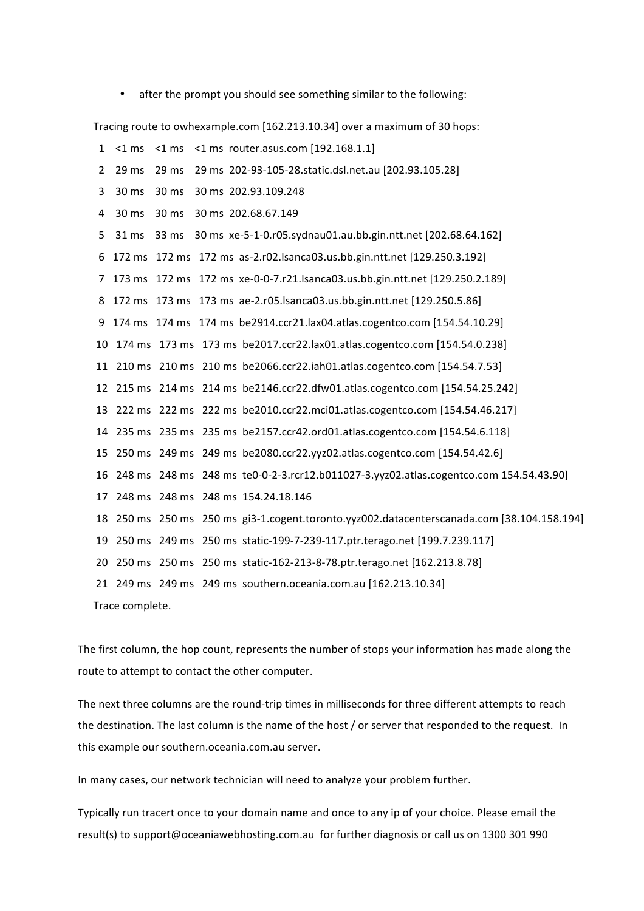- after the prompt you should see something similar to the following:

```
Tracing route to owhexample.com [162.213.10.34] over a maximum of 30 hops:
  1    <1 ms    <1 ms    <1 ms  router.asus.com [192.168.1.1]
  2    29 ms    29 ms    29 ms  202-93-105-28.static.dsl.net.au [202.93.105.28]
  3    30 ms    30 ms    30 ms  202.93.109.248
  4    30 ms    30 ms    30 ms  202.68.67.149
  5    31 ms    33 ms    30 ms  xe-5-1-0.r05.sydnau01.au.bb.gin.ntt.net [202.68.64.162]
  6   172 ms   172 ms   172 ms  as-2.r02.lsanca03.us.bb.gin.ntt.net [129.250.3.192]
  7   173 ms   172 ms   172 ms  xe-0-0-7.r21.lsanca03.us.bb.gin.ntt.net [129.250.2.189]
  8   172 ms   173 ms   173 ms  ae-2.r05.lsanca03.us.bb.gin.ntt.net [129.250.5.86]
  9   174 ms   174 ms   174 ms  be2914.ccr21.lax04.atlas.cogentco.com [154.54.10.29]
 10   174 ms   173 ms   173 ms  be2017.ccr22.lax01.atlas.cogentco.com [154.54.0.238]
 11   210 ms   210 ms   210 ms  be2066.ccr22.iah01.atlas.cogentco.com [154.54.7.53]
 12   215 ms   214 ms   214 ms  be2146.ccr22.dfw01.atlas.cogentco.com [154.54.25.242]
 13   222 ms   222 ms   222 ms  be2010.ccr22.mci01.atlas.cogentco.com [154.54.46.217]
 14   235 ms   235 ms   235 ms  be2157.ccr42.ord01.atlas.cogentco.com [154.54.6.118]
 15   250 ms   249 ms   249 ms  be2080.ccr22.yyz02.atlas.cogentco.com [154.54.42.6]
 16   248 ms   248 ms   248 ms  te0-0-2-3.rcr12.b011027-3.yyz02.atlas.cogentco.com 154.54.43.90]
 17   248 ms   248 ms   248 ms  154.24.18.146
 18   250 ms   250 ms   250 ms  gi3-1.cogent.toronto.yyz002.datacenterscanada.com [38.104.158.194]
 19   250 ms   249 ms   250 ms  static-199-7-239-117.ptr.terago.net [199.7.239.117]
 20   250 ms   250 ms   250 ms  static-162-213-8-78.ptr.terago.net [162.213.8.78]
 21   249 ms   249 ms   249 ms  southern.oceania.com.au [162.213.10.34]
Trace complete.
```

The first column, the hop count, represents the number of stops your information has made along the route to attempt to contact the other computer.

The next three columns are the round-trip times in milliseconds for three different attempts to reach the destination. The last column is the name of the host / or server that responded to the request. In this example our southern.oceania.com.au server.

In many cases, our network technician will need to analyze your problem further.

Typically run tracert once to your domain name and once to any ip of your choice. Please email the result(s) to support@oceaniawebhosting.com.au for further diagnosis or call us on 1300 301 990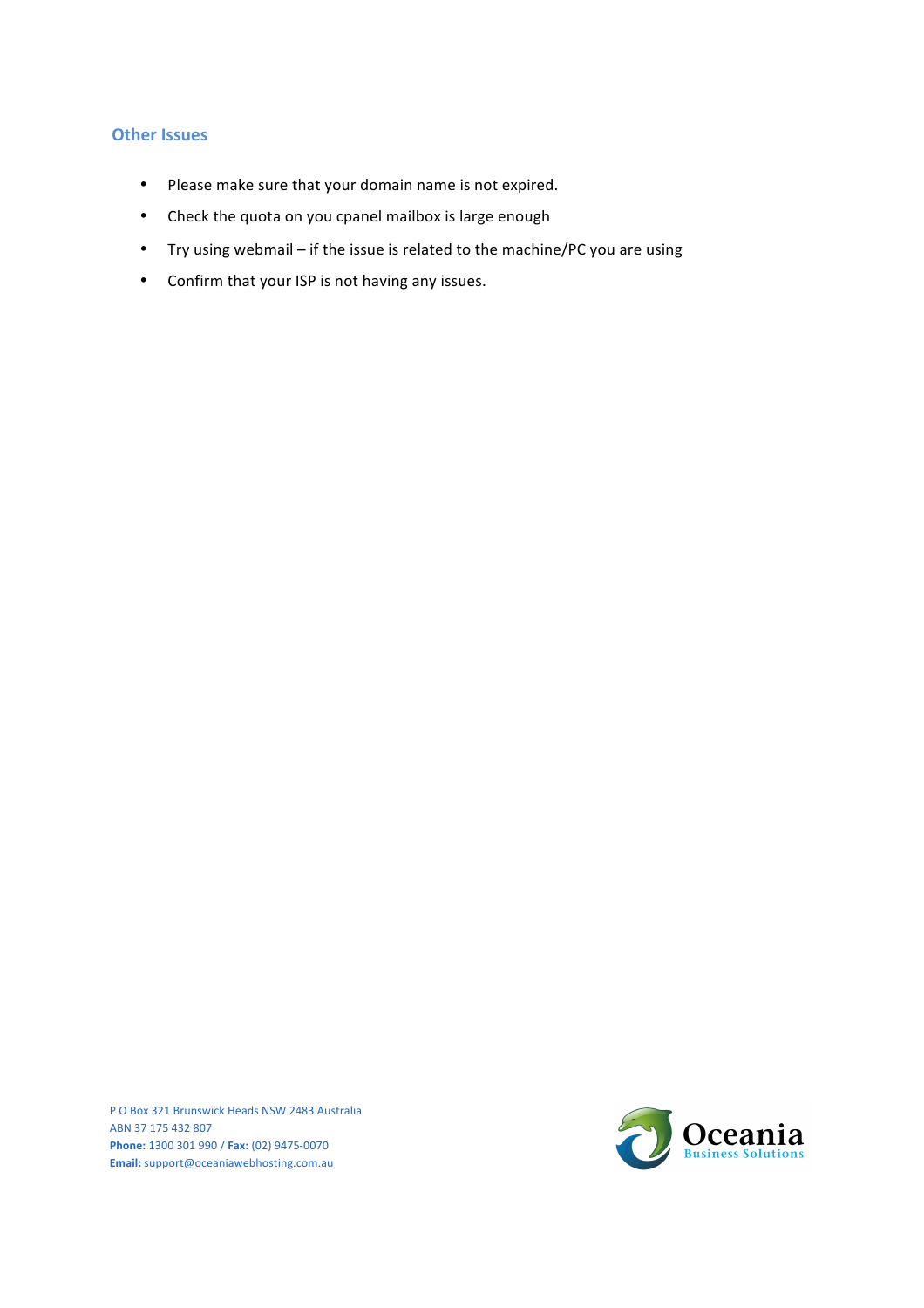## Other Issues

- Please make sure that your domain name is not expired.
- Check the quota on you cpanel mailbox is large enough
- Try using webmail – if the issue is related to the machine/PC you are using
- Confirm that your ISP is not having any issues.